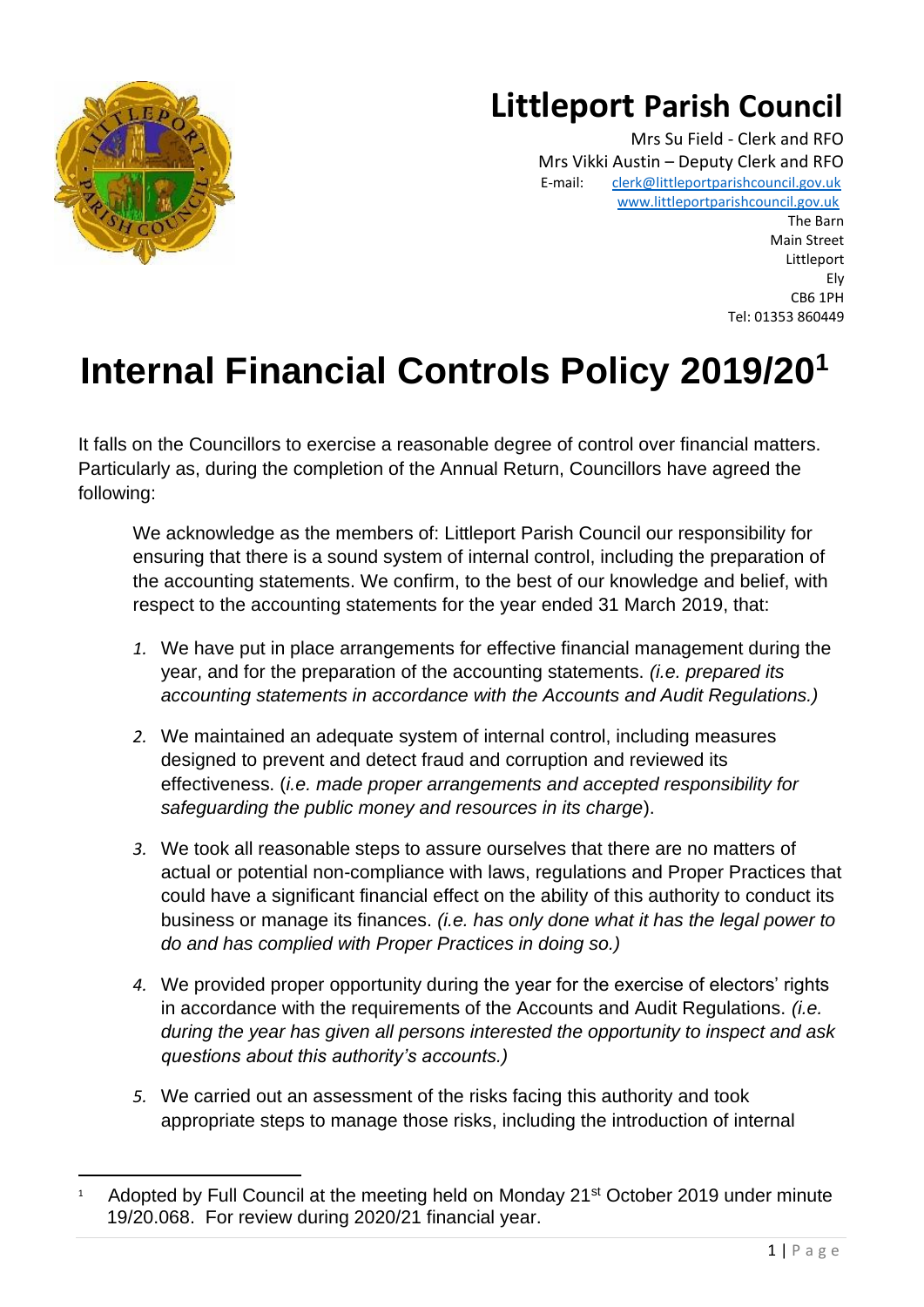# Littleport Parish Council

Mrs Su Field - Clerk and RFO
Mrs Vikki Austin – Deputy Clerk and RFO
E-mail: clerk@littleportparishcouncil.gov.uk
www.littleportparishcouncil.gov.uk
The Barn
Main Street
Littleport
Ely
CB6 1PH
Tel: 01353 860449

# Internal Financial Controls Policy 2019/20[1]

It falls on the Councillors to exercise a reasonable degree of control over financial matters. Particularly as, during the completion of the Annual Return, Councillors have agreed the following:

> We acknowledge as the members of: Littleport Parish Council our responsibility for ensuring that there is a sound system of internal control, including the preparation of the accounting statements. We confirm, to the best of our knowledge and belief, with respect to the accounting statements for the year ended 31 March 2019, that:
>
> 1. We have put in place arrangements for effective financial management during the year, and for the preparation of the accounting statements. *(i.e. prepared its accounting statements in accordance with the Accounts and Audit Regulations.)*
>
> 2. We maintained an adequate system of internal control, including measures designed to prevent and detect fraud and corruption and reviewed its effectiveness. (*i.e. made proper arrangements and accepted responsibility for safeguarding the public money and resources in its charge*).
>
> 3. We took all reasonable steps to assure ourselves that there are no matters of actual or potential non-compliance with laws, regulations and Proper Practices that could have a significant financial effect on the ability of this authority to conduct its business or manage its finances. *(i.e. has only done what it has the legal power to do and has complied with Proper Practices in doing so.)*
>
> 4. We provided proper opportunity during the year for the exercise of electors' rights in accordance with the requirements of the Accounts and Audit Regulations. *(i.e. during the year has given all persons interested the opportunity to inspect and ask questions about this authority's accounts.)*
>
> 5. We carried out an assessment of the risks facing this authority and took appropriate steps to manage those risks, including the introduction of internal

---

[1] Adopted by Full Council at the meeting held on Monday 21st October 2019 under minute 19/20.068. For review during 2020/21 financial year.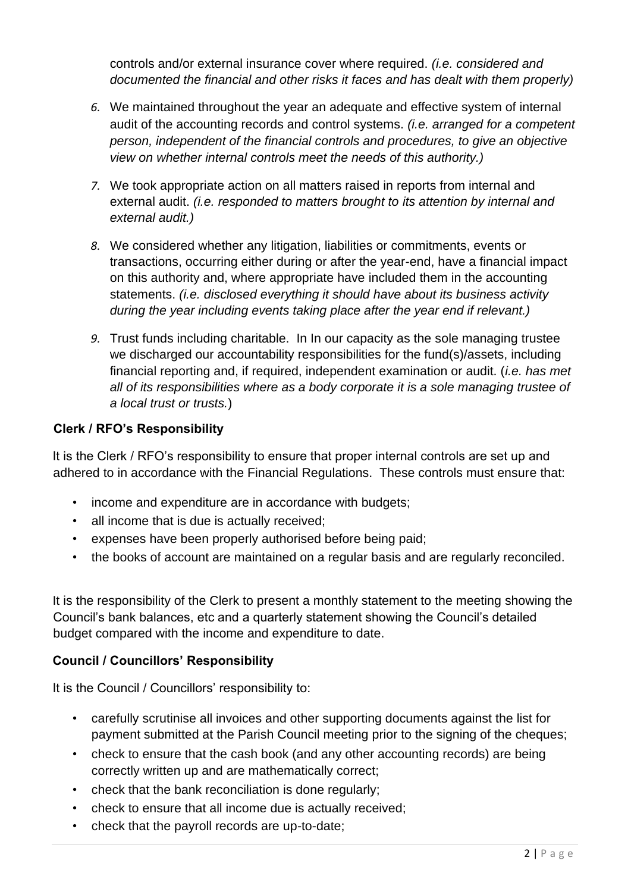controls and/or external insurance cover where required. *(i.e. considered and documented the financial and other risks it faces and has dealt with them properly)*

6. We maintained throughout the year an adequate and effective system of internal audit of the accounting records and control systems. *(i.e. arranged for a competent person, independent of the financial controls and procedures, to give an objective view on whether internal controls meet the needs of this authority.)*
7. We took appropriate action on all matters raised in reports from internal and external audit. *(i.e. responded to matters brought to its attention by internal and external audit.)*
8. We considered whether any litigation, liabilities or commitments, events or transactions, occurring either during or after the year-end, have a financial impact on this authority and, where appropriate have included them in the accounting statements. *(i.e. disclosed everything it should have about its business activity during the year including events taking place after the year end if relevant.)*
9. Trust funds including charitable. In In our capacity as the sole managing trustee we discharged our accountability responsibilities for the fund(s)/assets, including financial reporting and, if required, independent examination or audit. (*i.e. has met all of its responsibilities where as a body corporate it is a sole managing trustee of a local trust or trusts.*)

**Clerk / RFO's Responsibility**

It is the Clerk / RFO's responsibility to ensure that proper internal controls are set up and adhered to in accordance with the Financial Regulations. These controls must ensure that:

- income and expenditure are in accordance with budgets;
- all income that is due is actually received;
- expenses have been properly authorised before being paid;
- the books of account are maintained on a regular basis and are regularly reconciled.

It is the responsibility of the Clerk to present a monthly statement to the meeting showing the Council's bank balances, etc and a quarterly statement showing the Council's detailed budget compared with the income and expenditure to date.

**Council / Councillors' Responsibility**

It is the Council / Councillors' responsibility to:

- carefully scrutinise all invoices and other supporting documents against the list for payment submitted at the Parish Council meeting prior to the signing of the cheques;
- check to ensure that the cash book (and any other accounting records) are being correctly written up and are mathematically correct;
- check that the bank reconciliation is done regularly;
- check to ensure that all income due is actually received;
- check that the payroll records are up-to-date;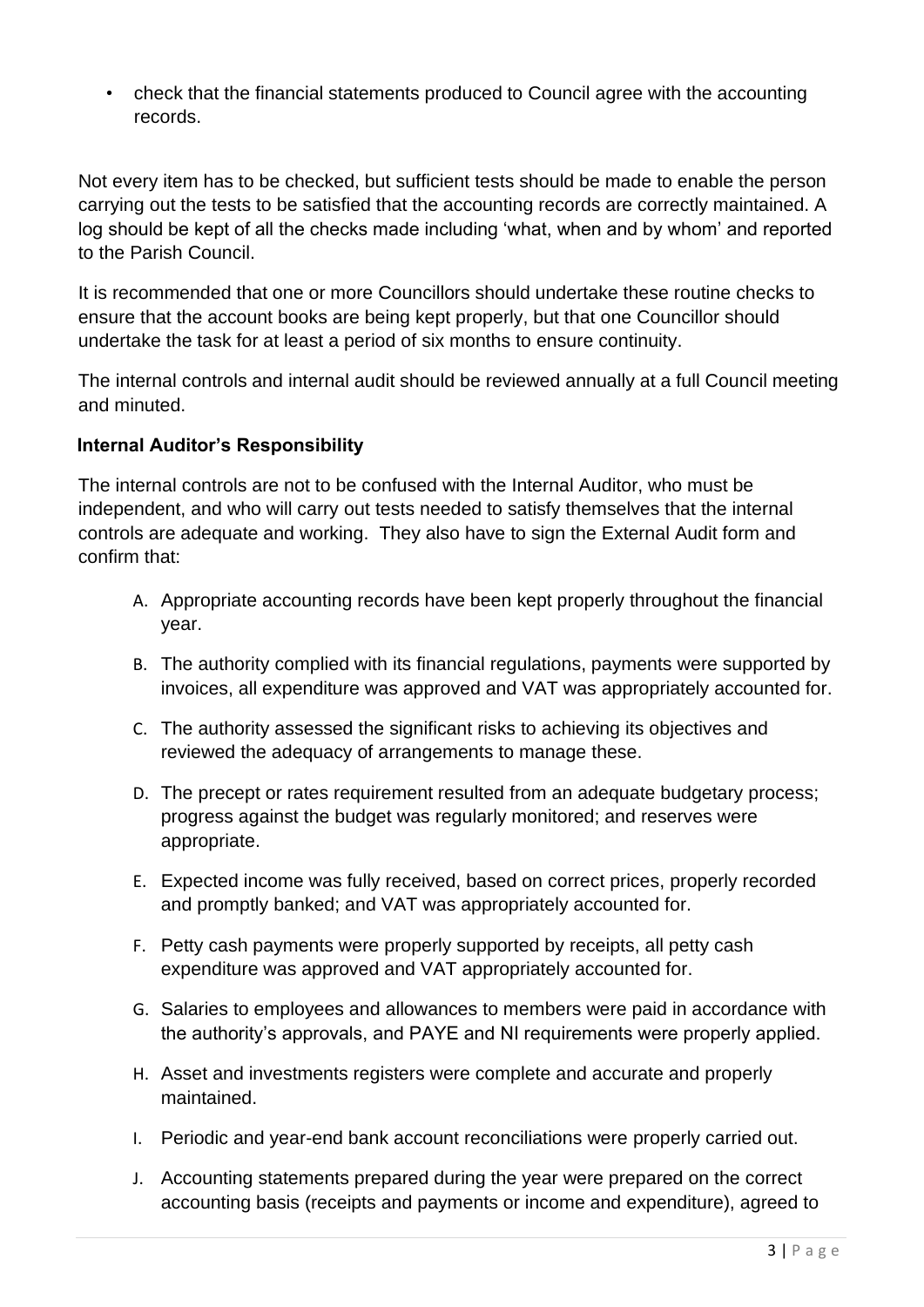- check that the financial statements produced to Council agree with the accounting records.

Not every item has to be checked, but sufficient tests should be made to enable the person carrying out the tests to be satisfied that the accounting records are correctly maintained. A log should be kept of all the checks made including 'what, when and by whom' and reported to the Parish Council.

It is recommended that one or more Councillors should undertake these routine checks to ensure that the account books are being kept properly, but that one Councillor should undertake the task for at least a period of six months to ensure continuity.

The internal controls and internal audit should be reviewed annually at a full Council meeting and minuted.

**Internal Auditor's Responsibility**

The internal controls are not to be confused with the Internal Auditor, who must be independent, and who will carry out tests needed to satisfy themselves that the internal controls are adequate and working. They also have to sign the External Audit form and confirm that:

A. Appropriate accounting records have been kept properly throughout the financial year.

B. The authority complied with its financial regulations, payments were supported by invoices, all expenditure was approved and VAT was appropriately accounted for.

C. The authority assessed the significant risks to achieving its objectives and reviewed the adequacy of arrangements to manage these.

D. The precept or rates requirement resulted from an adequate budgetary process; progress against the budget was regularly monitored; and reserves were appropriate.

E. Expected income was fully received, based on correct prices, properly recorded and promptly banked; and VAT was appropriately accounted for.

F. Petty cash payments were properly supported by receipts, all petty cash expenditure was approved and VAT appropriately accounted for.

G. Salaries to employees and allowances to members were paid in accordance with the authority's approvals, and PAYE and NI requirements were properly applied.

H. Asset and investments registers were complete and accurate and properly maintained.

I. Periodic and year-end bank account reconciliations were properly carried out.

J. Accounting statements prepared during the year were prepared on the correct accounting basis (receipts and payments or income and expenditure), agreed to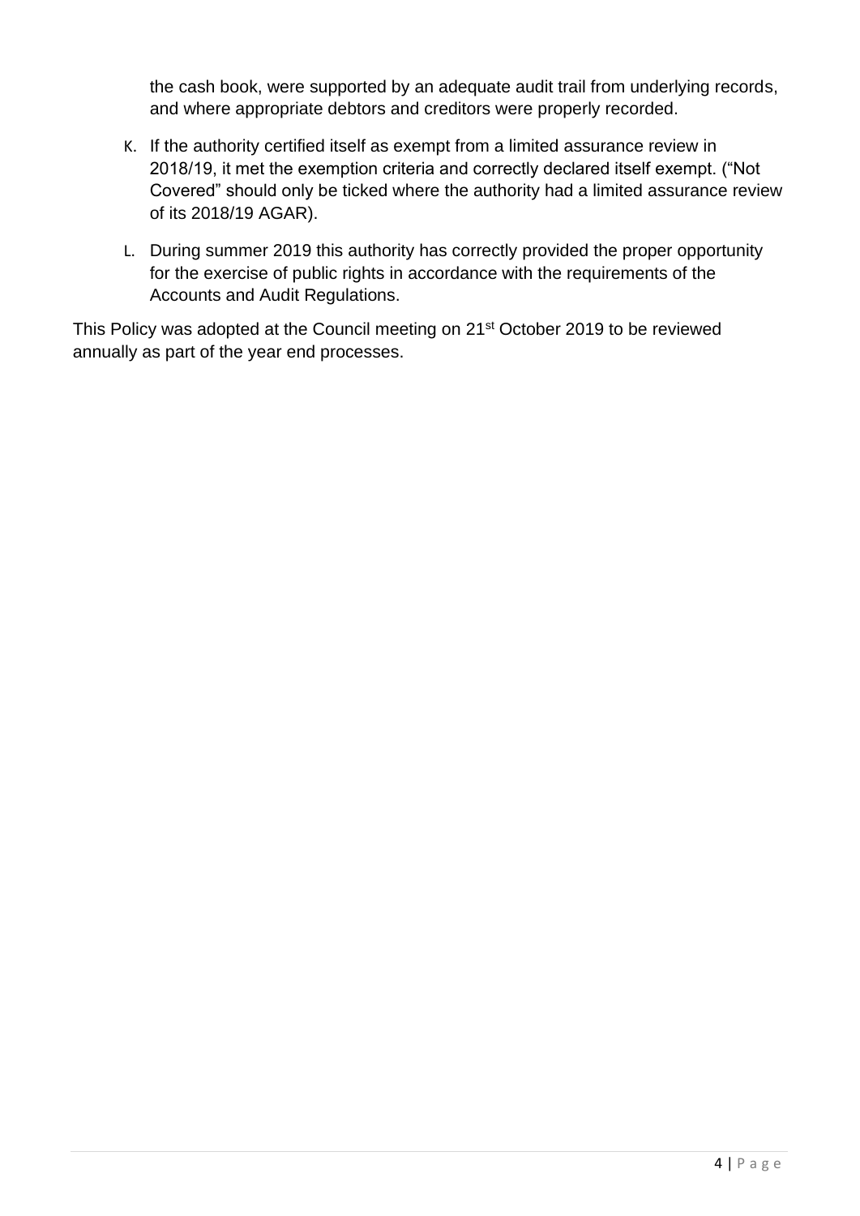the cash book, were supported by an adequate audit trail from underlying records, and where appropriate debtors and creditors were properly recorded.

K. If the authority certified itself as exempt from a limited assurance review in 2018/19, it met the exemption criteria and correctly declared itself exempt. ("Not Covered" should only be ticked where the authority had a limited assurance review of its 2018/19 AGAR).

L. During summer 2019 this authority has correctly provided the proper opportunity for the exercise of public rights in accordance with the requirements of the Accounts and Audit Regulations.

This Policy was adopted at the Council meeting on 21st October 2019 to be reviewed annually as part of the year end processes.